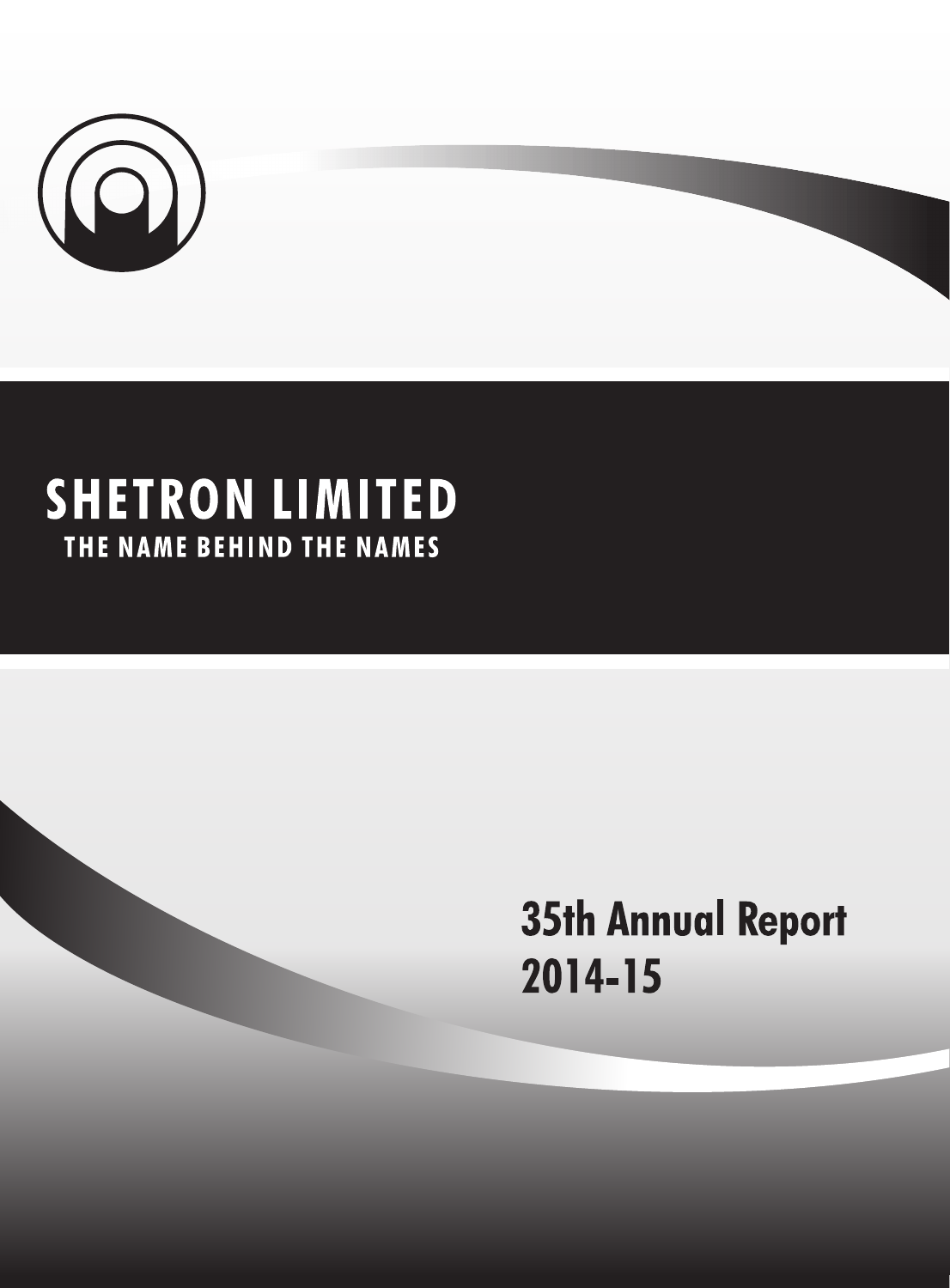# SHETRON LIMITED

**THE NAME BEHIND THE NAMES**

## 35th Annual Report 2014-15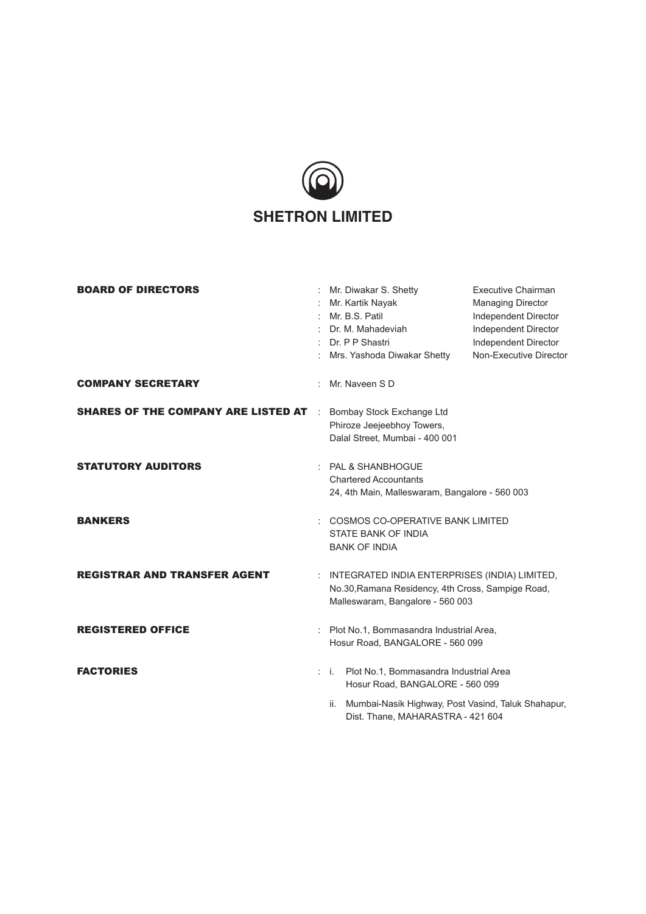# SHETRON LIMITED

**BOARD OF DIRECTORS**

| | |
|---|---|
| Mr. Diwakar S. Shetty | Executive Chairman |
| Mr. Kartik Nayak | Managing Director |
| Mr. B.S. Patil | Independent Director |
| Dr. M. Mahadeviah | Independent Director |
| Dr. P P Shastri | Independent Director |
| Mrs. Yashoda Diwakar Shetty | Non-Executive Director |

**COMPANY SECRETARY** : Mr. Naveen S D

**SHARES OF THE COMPANY ARE LISTED AT** : Bombay Stock Exchange Ltd
Phiroze Jeejeebhoy Towers,
Dalal Street, Mumbai - 400 001

**STATUTORY AUDITORS** : PAL & SHANBHOGUE
Chartered Accountants
24, 4th Main, Malleswaram, Bangalore - 560 003

**BANKERS** : COSMOS CO-OPERATIVE BANK LIMITED
STATE BANK OF INDIA
BANK OF INDIA

**REGISTRAR AND TRANSFER AGENT** : INTEGRATED INDIA ENTERPRISES (INDIA) LIMITED,
No.30,Ramana Residency, 4th Cross, Sampige Road,
Malleswaram, Bangalore - 560 003

**REGISTERED OFFICE** : Plot No.1, Bommasandra Industrial Area,
Hosur Road, BANGALORE - 560 099

**FACTORIES** :

i. Plot No.1, Bommasandra Industrial Area
Hosur Road, BANGALORE - 560 099

ii. Mumbai-Nasik Highway, Post Vasind, Taluk Shahapur,
Dist. Thane, MAHARASTRA - 421 604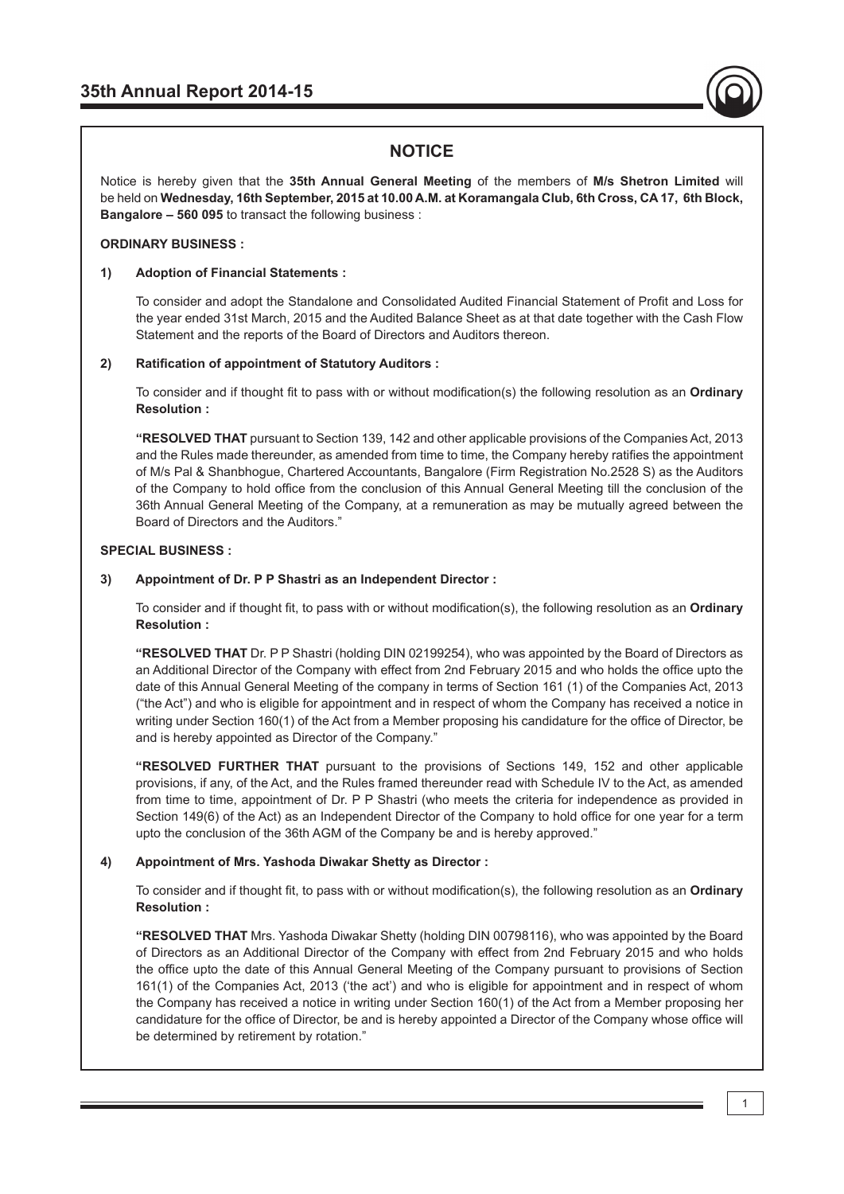## NOTICE

Notice is hereby given that the **35th Annual General Meeting** of the members of **M/s Shetron Limited** will be held on **Wednesday, 16th September, 2015 at 10.00 A.M. at Koramangala Club, 6th Cross, CA 17, 6th Block, Bangalore – 560 095** to transact the following business :

**ORDINARY BUSINESS :**

**1) Adoption of Financial Statements :**

To consider and adopt the Standalone and Consolidated Audited Financial Statement of Profit and Loss for the year ended 31st March, 2015 and the Audited Balance Sheet as at that date together with the Cash Flow Statement and the reports of the Board of Directors and Auditors thereon.

**2) Ratification of appointment of Statutory Auditors :**

To consider and if thought fit to pass with or without modification(s) the following resolution as an **Ordinary Resolution :**

**"RESOLVED THAT** pursuant to Section 139, 142 and other applicable provisions of the Companies Act, 2013 and the Rules made thereunder, as amended from time to time, the Company hereby ratifies the appointment of M/s Pal & Shanbhogue, Chartered Accountants, Bangalore (Firm Registration No.2528 S) as the Auditors of the Company to hold office from the conclusion of this Annual General Meeting till the conclusion of the 36th Annual General Meeting of the Company, at a remuneration as may be mutually agreed between the Board of Directors and the Auditors."

**SPECIAL BUSINESS :**

**3) Appointment of Dr. P P Shastri as an Independent Director :**

To consider and if thought fit, to pass with or without modification(s), the following resolution as an **Ordinary Resolution :**

**"RESOLVED THAT** Dr. P P Shastri (holding DIN 02199254), who was appointed by the Board of Directors as an Additional Director of the Company with effect from 2nd February 2015 and who holds the office upto the date of this Annual General Meeting of the company in terms of Section 161 (1) of the Companies Act, 2013 ("the Act") and who is eligible for appointment and in respect of whom the Company has received a notice in writing under Section 160(1) of the Act from a Member proposing his candidature for the office of Director, be and is hereby appointed as Director of the Company."

**"RESOLVED FURTHER THAT** pursuant to the provisions of Sections 149, 152 and other applicable provisions, if any, of the Act, and the Rules framed thereunder read with Schedule IV to the Act, as amended from time to time, appointment of Dr. P P Shastri (who meets the criteria for independence as provided in Section 149(6) of the Act) as an Independent Director of the Company to hold office for one year for a term upto the conclusion of the 36th AGM of the Company be and is hereby approved."

**4) Appointment of Mrs. Yashoda Diwakar Shetty as Director :**

To consider and if thought fit, to pass with or without modification(s), the following resolution as an **Ordinary Resolution :**

**"RESOLVED THAT** Mrs. Yashoda Diwakar Shetty (holding DIN 00798116), who was appointed by the Board of Directors as an Additional Director of the Company with effect from 2nd February 2015 and who holds the office upto the date of this Annual General Meeting of the Company pursuant to provisions of Section 161(1) of the Companies Act, 2013 ('the act') and who is eligible for appointment and in respect of whom the Company has received a notice in writing under Section 160(1) of the Act from a Member proposing her candidature for the office of Director, be and is hereby appointed a Director of the Company whose office will be determined by retirement by rotation."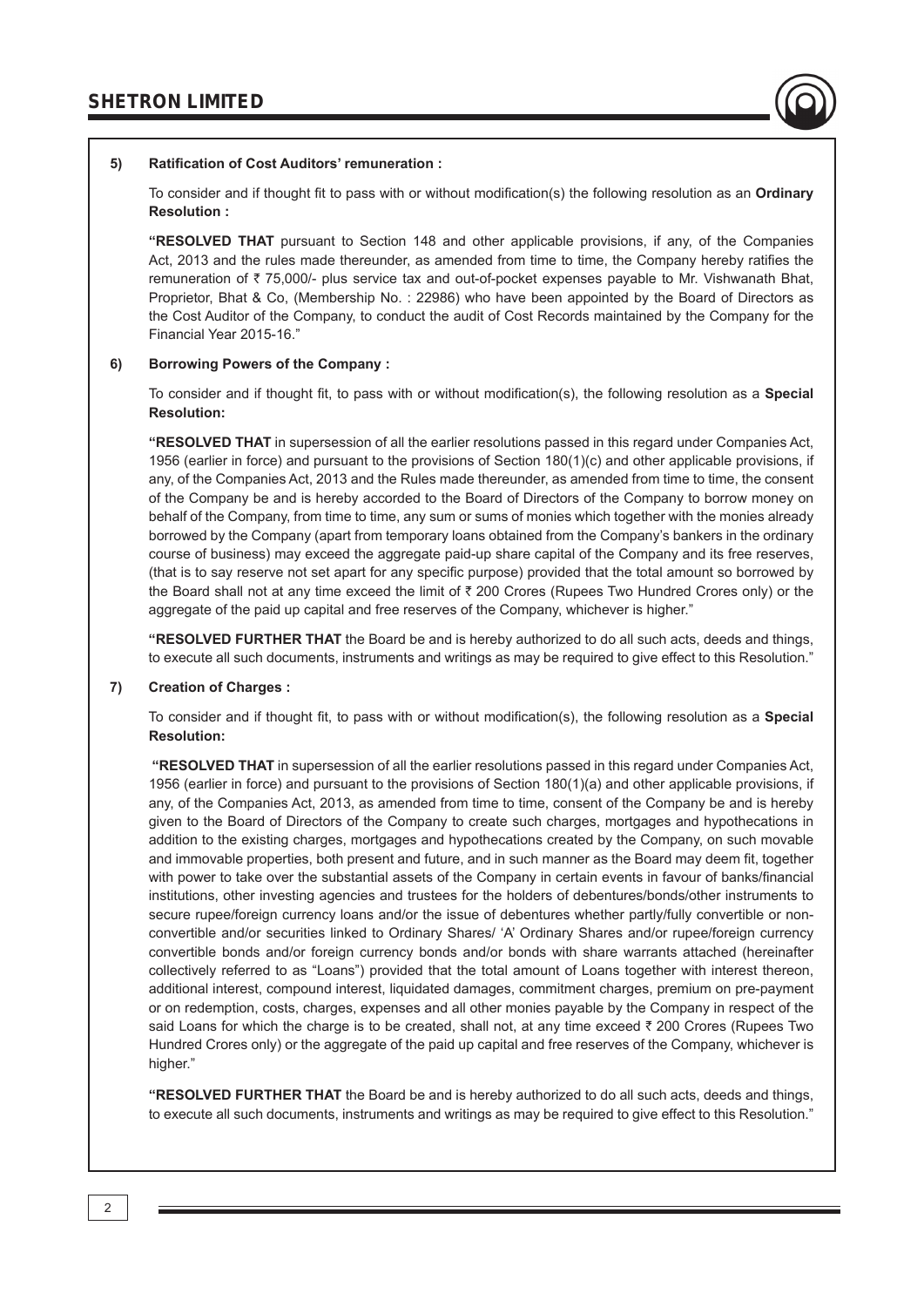**5) Ratification of Cost Auditors' remuneration :**

To consider and if thought fit to pass with or without modification(s) the following resolution as an **Ordinary Resolution :**

**"RESOLVED THAT** pursuant to Section 148 and other applicable provisions, if any, of the Companies Act, 2013 and the rules made thereunder, as amended from time to time, the Company hereby ratifies the remuneration of ₹ 75,000/- plus service tax and out-of-pocket expenses payable to Mr. Vishwanath Bhat, Proprietor, Bhat & Co, (Membership No. : 22986) who have been appointed by the Board of Directors as the Cost Auditor of the Company, to conduct the audit of Cost Records maintained by the Company for the Financial Year 2015-16."

**6) Borrowing Powers of the Company :**

To consider and if thought fit, to pass with or without modification(s), the following resolution as a **Special Resolution:**

**"RESOLVED THAT** in supersession of all the earlier resolutions passed in this regard under Companies Act, 1956 (earlier in force) and pursuant to the provisions of Section 180(1)(c) and other applicable provisions, if any, of the Companies Act, 2013 and the Rules made thereunder, as amended from time to time, the consent of the Company be and is hereby accorded to the Board of Directors of the Company to borrow money on behalf of the Company, from time to time, any sum or sums of monies which together with the monies already borrowed by the Company (apart from temporary loans obtained from the Company's bankers in the ordinary course of business) may exceed the aggregate paid-up share capital of the Company and its free reserves, (that is to say reserve not set apart for any specific purpose) provided that the total amount so borrowed by the Board shall not at any time exceed the limit of ₹ 200 Crores (Rupees Two Hundred Crores only) or the aggregate of the paid up capital and free reserves of the Company, whichever is higher."

**"RESOLVED FURTHER THAT** the Board be and is hereby authorized to do all such acts, deeds and things, to execute all such documents, instruments and writings as may be required to give effect to this Resolution."

**7) Creation of Charges :**

To consider and if thought fit, to pass with or without modification(s), the following resolution as a **Special Resolution:**

**"RESOLVED THAT** in supersession of all the earlier resolutions passed in this regard under Companies Act, 1956 (earlier in force) and pursuant to the provisions of Section 180(1)(a) and other applicable provisions, if any, of the Companies Act, 2013, as amended from time to time, consent of the Company be and is hereby given to the Board of Directors of the Company to create such charges, mortgages and hypothecations in addition to the existing charges, mortgages and hypothecations created by the Company, on such movable and immovable properties, both present and future, and in such manner as the Board may deem fit, together with power to take over the substantial assets of the Company in certain events in favour of banks/financial institutions, other investing agencies and trustees for the holders of debentures/bonds/other instruments to secure rupee/foreign currency loans and/or the issue of debentures whether partly/fully convertible or non-convertible and/or securities linked to Ordinary Shares/ 'A' Ordinary Shares and/or rupee/foreign currency convertible bonds and/or foreign currency bonds and/or bonds with share warrants attached (hereinafter collectively referred to as "Loans") provided that the total amount of Loans together with interest thereon, additional interest, compound interest, liquidated damages, commitment charges, premium on pre-payment or on redemption, costs, charges, expenses and all other monies payable by the Company in respect of the said Loans for which the charge is to be created, shall not, at any time exceed ₹ 200 Crores (Rupees Two Hundred Crores only) or the aggregate of the paid up capital and free reserves of the Company, whichever is higher."

**"RESOLVED FURTHER THAT** the Board be and is hereby authorized to do all such acts, deeds and things, to execute all such documents, instruments and writings as may be required to give effect to this Resolution."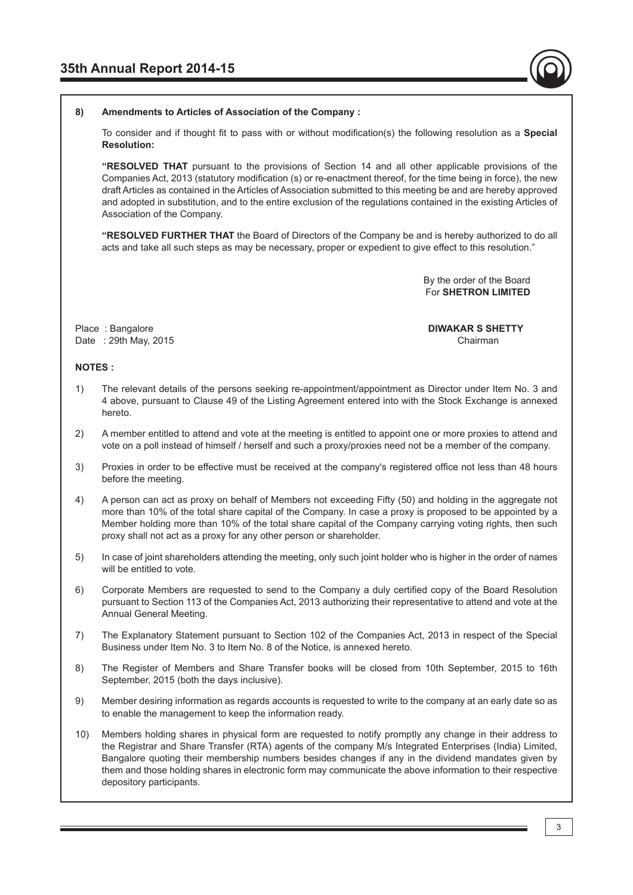**8) Amendments to Articles of Association of the Company :**

To consider and if thought fit to pass with or without modification(s) the following resolution as a **Special Resolution:**

**"RESOLVED THAT** pursuant to the provisions of Section 14 and all other applicable provisions of the Companies Act, 2013 (statutory modification (s) or re-enactment thereof, for the time being in force), the new draft Articles as contained in the Articles of Association submitted to this meeting be and are hereby approved and adopted in substitution, and to the entire exclusion of the regulations contained in the existing Articles of Association of the Company.

**"RESOLVED FURTHER THAT** the Board of Directors of the Company be and is hereby authorized to do all acts and take all such steps as may be necessary, proper or expedient to give effect to this resolution."

By the order of the Board
For **SHETRON LIMITED**

Place : Bangalore
Date : 29th May, 2015

**DIWAKAR S SHETTY**
Chairman

**NOTES :**

1) The relevant details of the persons seeking re-appointment/appointment as Director under Item No. 3 and 4 above, pursuant to Clause 49 of the Listing Agreement entered into with the Stock Exchange is annexed hereto.

2) A member entitled to attend and vote at the meeting is entitled to appoint one or more proxies to attend and vote on a poll instead of himself / herself and such a proxy/proxies need not be a member of the company.

3) Proxies in order to be effective must be received at the company's registered office not less than 48 hours before the meeting.

4) A person can act as proxy on behalf of Members not exceeding Fifty (50) and holding in the aggregate not more than 10% of the total share capital of the Company. In case a proxy is proposed to be appointed by a Member holding more than 10% of the total share capital of the Company carrying voting rights, then such proxy shall not act as a proxy for any other person or shareholder.

5) In case of joint shareholders attending the meeting, only such joint holder who is higher in the order of names will be entitled to vote.

6) Corporate Members are requested to send to the Company a duly certified copy of the Board Resolution pursuant to Section 113 of the Companies Act, 2013 authorizing their representative to attend and vote at the Annual General Meeting.

7) The Explanatory Statement pursuant to Section 102 of the Companies Act, 2013 in respect of the Special Business under Item No. 3 to Item No. 8 of the Notice, is annexed hereto.

8) The Register of Members and Share Transfer books will be closed from 10th September, 2015 to 16th September, 2015 (both the days inclusive).

9) Member desiring information as regards accounts is requested to write to the company at an early date so as to enable the management to keep the information ready.

10) Members holding shares in physical form are requested to notify promptly any change in their address to the Registrar and Share Transfer (RTA) agents of the company M/s Integrated Enterprises (India) Limited, Bangalore quoting their membership numbers besides changes if any in the dividend mandates given by them and those holding shares in electronic form may communicate the above information to their respective depository participants.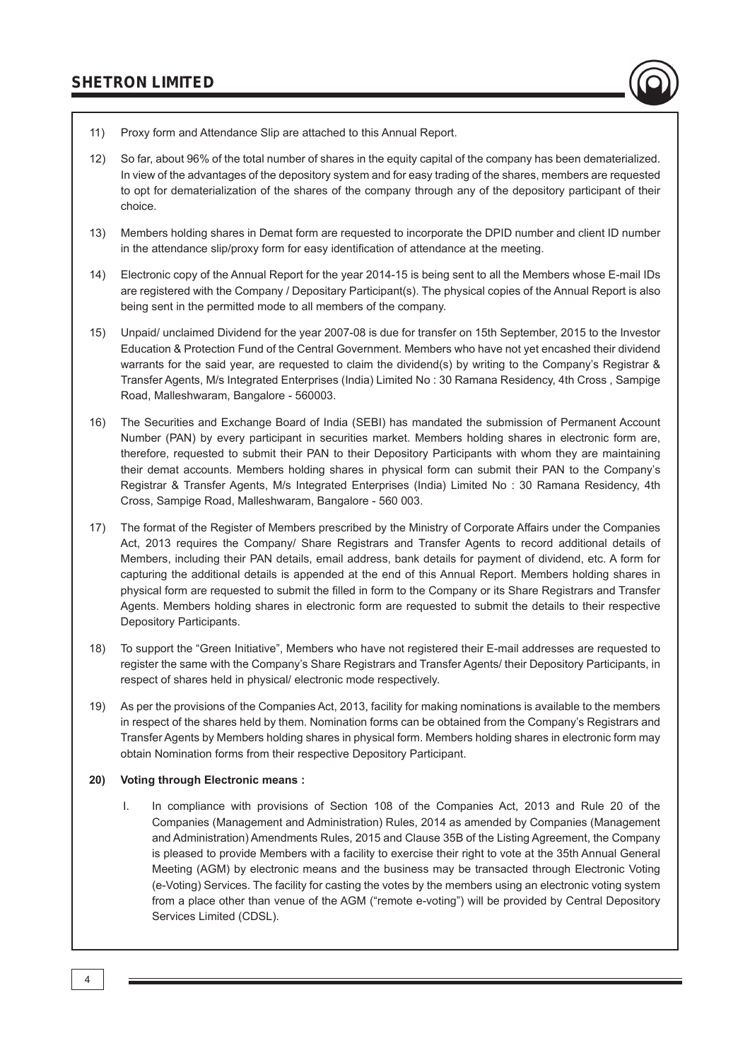11) Proxy form and Attendance Slip are attached to this Annual Report.

12) So far, about 96% of the total number of shares in the equity capital of the company has been dematerialized. In view of the advantages of the depository system and for easy trading of the shares, members are requested to opt for dematerialization of the shares of the company through any of the depository participant of their choice.

13) Members holding shares in Demat form are requested to incorporate the DPID number and client ID number in the attendance slip/proxy form for easy identification of attendance at the meeting.

14) Electronic copy of the Annual Report for the year 2014-15 is being sent to all the Members whose E-mail IDs are registered with the Company / Depositary Participant(s). The physical copies of the Annual Report is also being sent in the permitted mode to all members of the company.

15) Unpaid/ unclaimed Dividend for the year 2007-08 is due for transfer on 15th September, 2015 to the Investor Education & Protection Fund of the Central Government. Members who have not yet encashed their dividend warrants for the said year, are requested to claim the dividend(s) by writing to the Company's Registrar & Transfer Agents, M/s Integrated Enterprises (India) Limited No : 30 Ramana Residency, 4th Cross , Sampige Road, Malleshwaram, Bangalore - 560003.

16) The Securities and Exchange Board of India (SEBI) has mandated the submission of Permanent Account Number (PAN) by every participant in securities market. Members holding shares in electronic form are, therefore, requested to submit their PAN to their Depository Participants with whom they are maintaining their demat accounts. Members holding shares in physical form can submit their PAN to the Company's Registrar & Transfer Agents, M/s Integrated Enterprises (India) Limited No : 30 Ramana Residency, 4th Cross, Sampige Road, Malleshwaram, Bangalore - 560 003.

17) The format of the Register of Members prescribed by the Ministry of Corporate Affairs under the Companies Act, 2013 requires the Company/ Share Registrars and Transfer Agents to record additional details of Members, including their PAN details, email address, bank details for payment of dividend, etc. A form for capturing the additional details is appended at the end of this Annual Report. Members holding shares in physical form are requested to submit the filled in form to the Company or its Share Registrars and Transfer Agents. Members holding shares in electronic form are requested to submit the details to their respective Depository Participants.

18) To support the "Green Initiative", Members who have not registered their E-mail addresses are requested to register the same with the Company's Share Registrars and Transfer Agents/ their Depository Participants, in respect of shares held in physical/ electronic mode respectively.

19) As per the provisions of the Companies Act, 2013, facility for making nominations is available to the members in respect of the shares held by them. Nomination forms can be obtained from the Company's Registrars and Transfer Agents by Members holding shares in physical form. Members holding shares in electronic form may obtain Nomination forms from their respective Depository Participant.

**20) Voting through Electronic means :**

I. In compliance with provisions of Section 108 of the Companies Act, 2013 and Rule 20 of the Companies (Management and Administration) Rules, 2014 as amended by Companies (Management and Administration) Amendments Rules, 2015 and Clause 35B of the Listing Agreement, the Company is pleased to provide Members with a facility to exercise their right to vote at the 35th Annual General Meeting (AGM) by electronic means and the business may be transacted through Electronic Voting (e-Voting) Services. The facility for casting the votes by the members using an electronic voting system from a place other than venue of the AGM ("remote e-voting") will be provided by Central Depository Services Limited (CDSL).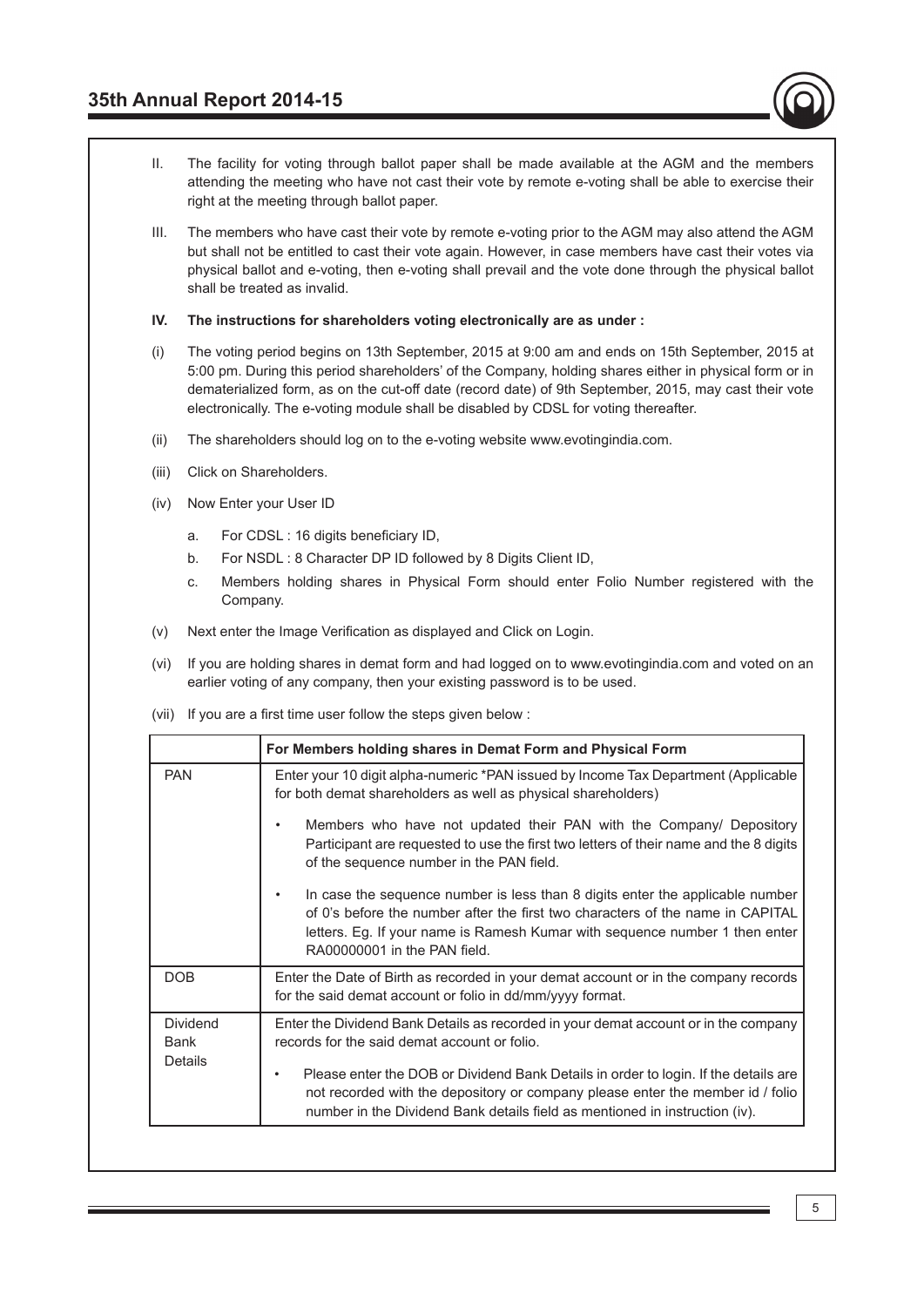II. The facility for voting through ballot paper shall be made available at the AGM and the members attending the meeting who have not cast their vote by remote e-voting shall be able to exercise their right at the meeting through ballot paper.

III. The members who have cast their vote by remote e-voting prior to the AGM may also attend the AGM but shall not be entitled to cast their vote again. However, in case members have cast their votes via physical ballot and e-voting, then e-voting shall prevail and the vote done through the physical ballot shall be treated as invalid.

**IV. The instructions for shareholders voting electronically are as under :**

(i) The voting period begins on 13th September, 2015 at 9:00 am and ends on 15th September, 2015 at 5:00 pm. During this period shareholders' of the Company, holding shares either in physical form or in dematerialized form, as on the cut-off date (record date) of 9th September, 2015, may cast their vote electronically. The e-voting module shall be disabled by CDSL for voting thereafter.

(ii) The shareholders should log on to the e-voting website www.evotingindia.com.

(iii) Click on Shareholders.

(iv) Now Enter your User ID

a. For CDSL : 16 digits beneficiary ID,

b. For NSDL : 8 Character DP ID followed by 8 Digits Client ID,

c. Members holding shares in Physical Form should enter Folio Number registered with the Company.

(v) Next enter the Image Verification as displayed and Click on Login.

(vi) If you are holding shares in demat form and had logged on to www.evotingindia.com and voted on an earlier voting of any company, then your existing password is to be used.

(vii) If you are a first time user follow the steps given below :

| | **For Members holding shares in Demat Form and Physical Form** |
|---|---|
| PAN | Enter your 10 digit alpha-numeric *PAN issued by Income Tax Department (Applicable for both demat shareholders as well as physical shareholders)<br>• Members who have not updated their PAN with the Company/ Depository Participant are requested to use the first two letters of their name and the 8 digits of the sequence number in the PAN field.<br>• In case the sequence number is less than 8 digits enter the applicable number of 0's before the number after the first two characters of the name in CAPITAL letters. Eg. If your name is Ramesh Kumar with sequence number 1 then enter RA00000001 in the PAN field. |
| DOB | Enter the Date of Birth as recorded in your demat account or in the company records for the said demat account or folio in dd/mm/yyyy format. |
| Dividend Bank Details | Enter the Dividend Bank Details as recorded in your demat account or in the company records for the said demat account or folio.<br>• Please enter the DOB or Dividend Bank Details in order to login. If the details are not recorded with the depository or company please enter the member id / folio number in the Dividend Bank details field as mentioned in instruction (iv). |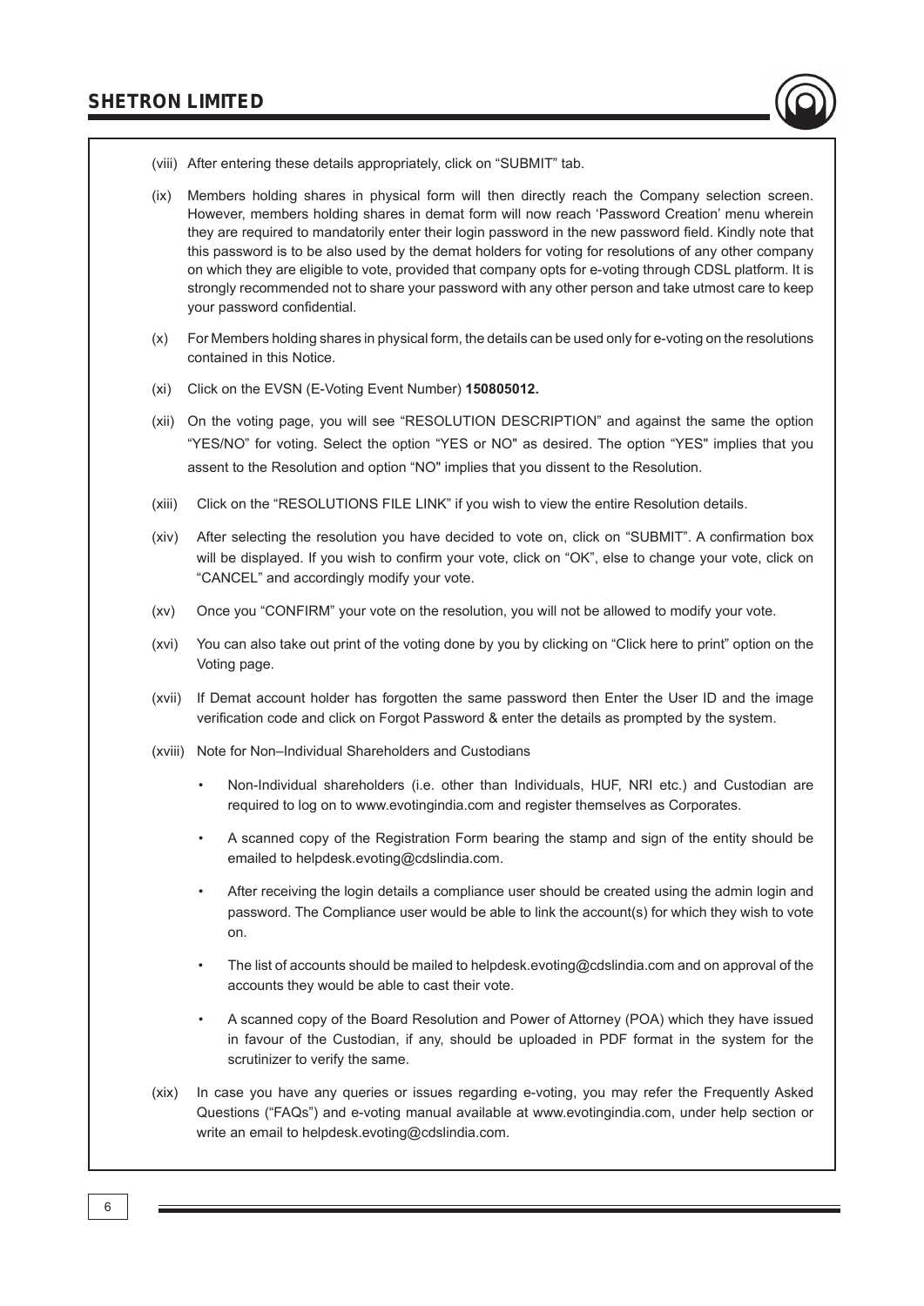(viii) After entering these details appropriately, click on "SUBMIT" tab.

(ix) Members holding shares in physical form will then directly reach the Company selection screen. However, members holding shares in demat form will now reach 'Password Creation' menu wherein they are required to mandatorily enter their login password in the new password field. Kindly note that this password is to be also used by the demat holders for voting for resolutions of any other company on which they are eligible to vote, provided that company opts for e-voting through CDSL platform. It is strongly recommended not to share your password with any other person and take utmost care to keep your password confidential.

(x) For Members holding shares in physical form, the details can be used only for e-voting on the resolutions contained in this Notice.

(xi) Click on the EVSN (E-Voting Event Number) **150805012.**

(xii) On the voting page, you will see "RESOLUTION DESCRIPTION" and against the same the option "YES/NO" for voting. Select the option "YES or NO" as desired. The option "YES" implies that you assent to the Resolution and option "NO" implies that you dissent to the Resolution.

(xiii) Click on the "RESOLUTIONS FILE LINK" if you wish to view the entire Resolution details.

(xiv) After selecting the resolution you have decided to vote on, click on "SUBMIT". A confirmation box will be displayed. If you wish to confirm your vote, click on "OK", else to change your vote, click on "CANCEL" and accordingly modify your vote.

(xv) Once you "CONFIRM" your vote on the resolution, you will not be allowed to modify your vote.

(xvi) You can also take out print of the voting done by you by clicking on "Click here to print" option on the Voting page.

(xvii) If Demat account holder has forgotten the same password then Enter the User ID and the image verification code and click on Forgot Password & enter the details as prompted by the system.

(xviii) Note for Non–Individual Shareholders and Custodians

- Non-Individual shareholders (i.e. other than Individuals, HUF, NRI etc.) and Custodian are required to log on to www.evotingindia.com and register themselves as Corporates.
- A scanned copy of the Registration Form bearing the stamp and sign of the entity should be emailed to helpdesk.evoting@cdslindia.com.
- After receiving the login details a compliance user should be created using the admin login and password. The Compliance user would be able to link the account(s) for which they wish to vote on.
- The list of accounts should be mailed to helpdesk.evoting@cdslindia.com and on approval of the accounts they would be able to cast their vote.
- A scanned copy of the Board Resolution and Power of Attorney (POA) which they have issued in favour of the Custodian, if any, should be uploaded in PDF format in the system for the scrutinizer to verify the same.

(xix) In case you have any queries or issues regarding e-voting, you may refer the Frequently Asked Questions ("FAQs") and e-voting manual available at www.evotingindia.com, under help section or write an email to helpdesk.evoting@cdslindia.com.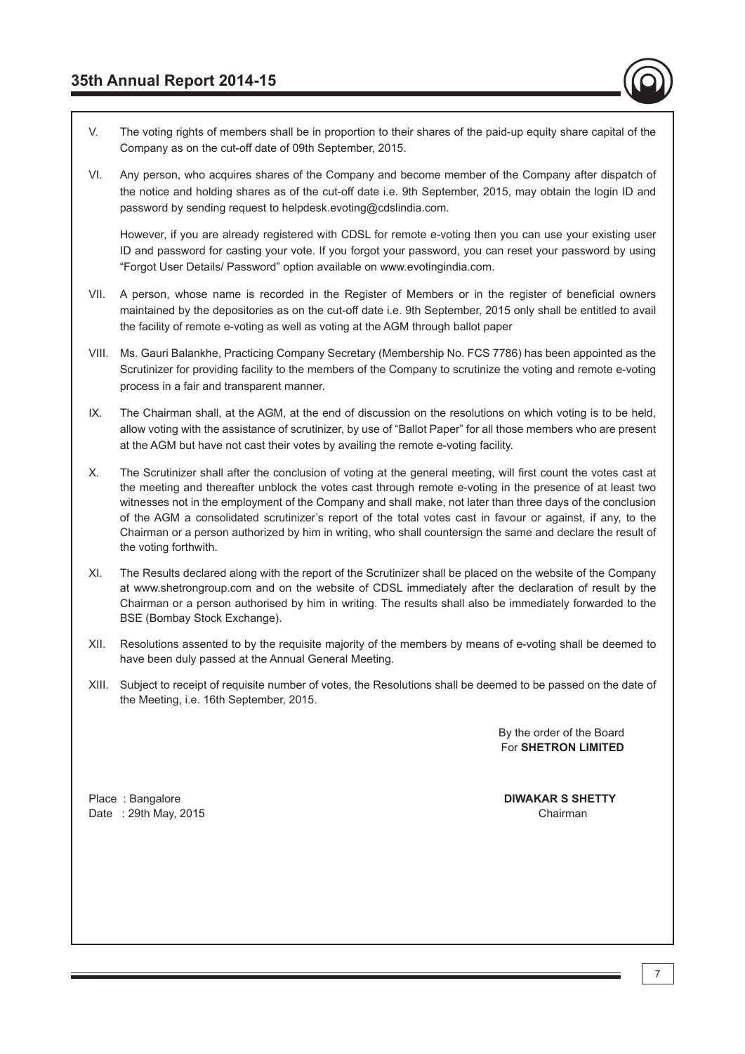V. The voting rights of members shall be in proportion to their shares of the paid-up equity share capital of the Company as on the cut-off date of 09th September, 2015.

VI. Any person, who acquires shares of the Company and become member of the Company after dispatch of the notice and holding shares as of the cut-off date i.e. 9th September, 2015, may obtain the login ID and password by sending request to helpdesk.evoting@cdslindia.com.

However, if you are already registered with CDSL for remote e-voting then you can use your existing user ID and password for casting your vote. If you forgot your password, you can reset your password by using "Forgot User Details/ Password" option available on www.evotingindia.com.

VII. A person, whose name is recorded in the Register of Members or in the register of beneficial owners maintained by the depositories as on the cut-off date i.e. 9th September, 2015 only shall be entitled to avail the facility of remote e-voting as well as voting at the AGM through ballot paper

VIII. Ms. Gauri Balankhe, Practicing Company Secretary (Membership No. FCS 7786) has been appointed as the Scrutinizer for providing facility to the members of the Company to scrutinize the voting and remote e-voting process in a fair and transparent manner.

IX. The Chairman shall, at the AGM, at the end of discussion on the resolutions on which voting is to be held, allow voting with the assistance of scrutinizer, by use of "Ballot Paper" for all those members who are present at the AGM but have not cast their votes by availing the remote e-voting facility.

X. The Scrutinizer shall after the conclusion of voting at the general meeting, will first count the votes cast at the meeting and thereafter unblock the votes cast through remote e-voting in the presence of at least two witnesses not in the employment of the Company and shall make, not later than three days of the conclusion of the AGM a consolidated scrutinizer's report of the total votes cast in favour or against, if any, to the Chairman or a person authorized by him in writing, who shall countersign the same and declare the result of the voting forthwith.

XI. The Results declared along with the report of the Scrutinizer shall be placed on the website of the Company at www.shetrongroup.com and on the website of CDSL immediately after the declaration of result by the Chairman or a person authorised by him in writing. The results shall also be immediately forwarded to the BSE (Bombay Stock Exchange).

XII. Resolutions assented to by the requisite majority of the members by means of e-voting shall be deemed to have been duly passed at the Annual General Meeting.

XIII. Subject to receipt of requisite number of votes, the Resolutions shall be deemed to be passed on the date of the Meeting, i.e. 16th September, 2015.

By the order of the Board
For **SHETRON LIMITED**

Place : Bangalore
Date : 29th May, 2015

**DIWAKAR S SHETTY**
Chairman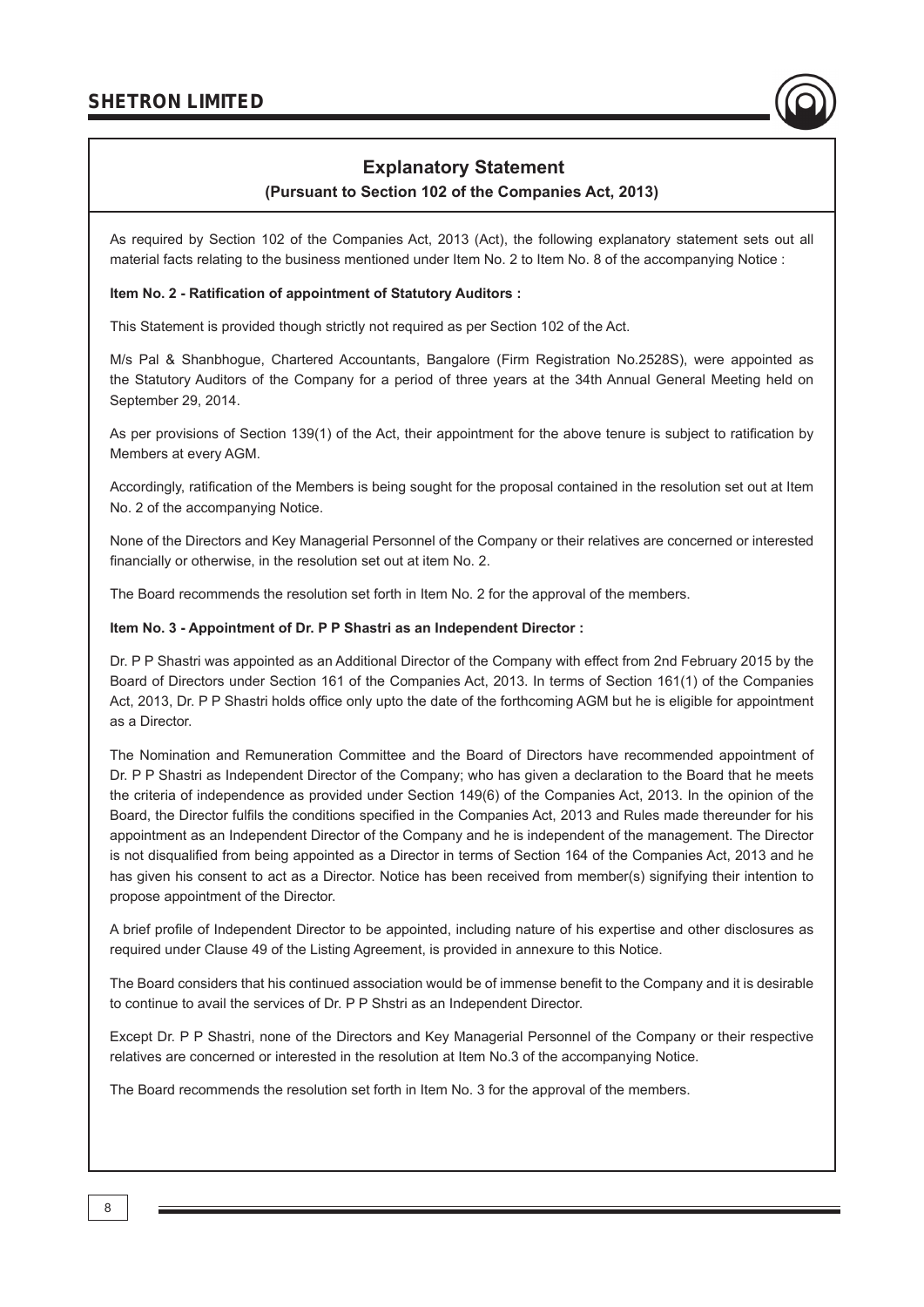## Explanatory Statement

**(Pursuant to Section 102 of the Companies Act, 2013)**

As required by Section 102 of the Companies Act, 2013 (Act), the following explanatory statement sets out all material facts relating to the business mentioned under Item No. 2 to Item No. 8 of the accompanying Notice :

**Item No. 2 - Ratification of appointment of Statutory Auditors :**

This Statement is provided though strictly not required as per Section 102 of the Act.

M/s Pal & Shanbhogue, Chartered Accountants, Bangalore (Firm Registration No.2528S), were appointed as the Statutory Auditors of the Company for a period of three years at the 34th Annual General Meeting held on September 29, 2014.

As per provisions of Section 139(1) of the Act, their appointment for the above tenure is subject to ratification by Members at every AGM.

Accordingly, ratification of the Members is being sought for the proposal contained in the resolution set out at Item No. 2 of the accompanying Notice.

None of the Directors and Key Managerial Personnel of the Company or their relatives are concerned or interested financially or otherwise, in the resolution set out at item No. 2.

The Board recommends the resolution set forth in Item No. 2 for the approval of the members.

**Item No. 3 - Appointment of Dr. P P Shastri as an Independent Director :**

Dr. P P Shastri was appointed as an Additional Director of the Company with effect from 2nd February 2015 by the Board of Directors under Section 161 of the Companies Act, 2013. In terms of Section 161(1) of the Companies Act, 2013, Dr. P P Shastri holds office only upto the date of the forthcoming AGM but he is eligible for appointment as a Director.

The Nomination and Remuneration Committee and the Board of Directors have recommended appointment of Dr. P P Shastri as Independent Director of the Company; who has given a declaration to the Board that he meets the criteria of independence as provided under Section 149(6) of the Companies Act, 2013. In the opinion of the Board, the Director fulfils the conditions specified in the Companies Act, 2013 and Rules made thereunder for his appointment as an Independent Director of the Company and he is independent of the management. The Director is not disqualified from being appointed as a Director in terms of Section 164 of the Companies Act, 2013 and he has given his consent to act as a Director. Notice has been received from member(s) signifying their intention to propose appointment of the Director.

A brief profile of Independent Director to be appointed, including nature of his expertise and other disclosures as required under Clause 49 of the Listing Agreement, is provided in annexure to this Notice.

The Board considers that his continued association would be of immense benefit to the Company and it is desirable to continue to avail the services of Dr. P P Shstri as an Independent Director.

Except Dr. P P Shastri, none of the Directors and Key Managerial Personnel of the Company or their respective relatives are concerned or interested in the resolution at Item No.3 of the accompanying Notice.

The Board recommends the resolution set forth in Item No. 3 for the approval of the members.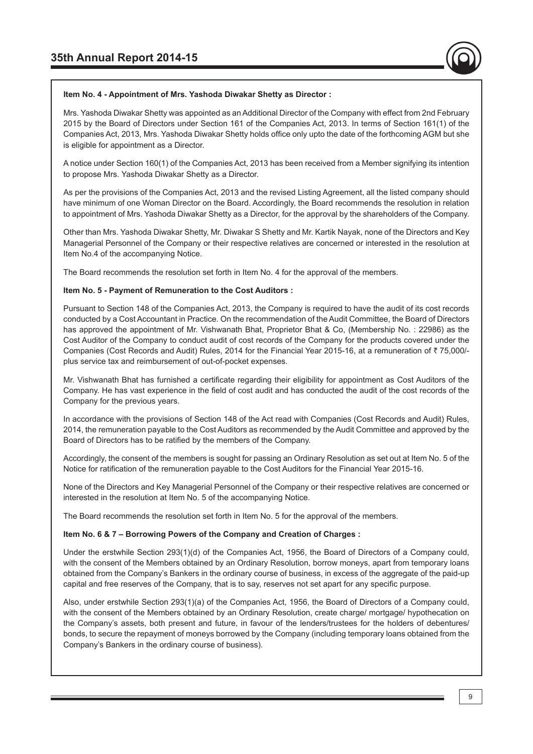**Item No. 4 - Appointment of Mrs. Yashoda Diwakar Shetty as Director :**

Mrs. Yashoda Diwakar Shetty was appointed as an Additional Director of the Company with effect from 2nd February 2015 by the Board of Directors under Section 161 of the Companies Act, 2013. In terms of Section 161(1) of the Companies Act, 2013, Mrs. Yashoda Diwakar Shetty holds office only upto the date of the forthcoming AGM but she is eligible for appointment as a Director.

A notice under Section 160(1) of the Companies Act, 2013 has been received from a Member signifying its intention to propose Mrs. Yashoda Diwakar Shetty as a Director.

As per the provisions of the Companies Act, 2013 and the revised Listing Agreement, all the listed company should have minimum of one Woman Director on the Board. Accordingly, the Board recommends the resolution in relation to appointment of Mrs. Yashoda Diwakar Shetty as a Director, for the approval by the shareholders of the Company.

Other than Mrs. Yashoda Diwakar Shetty, Mr. Diwakar S Shetty and Mr. Kartik Nayak, none of the Directors and Key Managerial Personnel of the Company or their respective relatives are concerned or interested in the resolution at Item No.4 of the accompanying Notice.

The Board recommends the resolution set forth in Item No. 4 for the approval of the members.

**Item No. 5 - Payment of Remuneration to the Cost Auditors :**

Pursuant to Section 148 of the Companies Act, 2013, the Company is required to have the audit of its cost records conducted by a Cost Accountant in Practice. On the recommendation of the Audit Committee, the Board of Directors has approved the appointment of Mr. Vishwanath Bhat, Proprietor Bhat & Co, (Membership No. : 22986) as the Cost Auditor of the Company to conduct audit of cost records of the Company for the products covered under the Companies (Cost Records and Audit) Rules, 2014 for the Financial Year 2015-16, at a remuneration of ₹ 75,000/- plus service tax and reimbursement of out-of-pocket expenses.

Mr. Vishwanath Bhat has furnished a certificate regarding their eligibility for appointment as Cost Auditors of the Company. He has vast experience in the field of cost audit and has conducted the audit of the cost records of the Company for the previous years.

In accordance with the provisions of Section 148 of the Act read with Companies (Cost Records and Audit) Rules, 2014, the remuneration payable to the Cost Auditors as recommended by the Audit Committee and approved by the Board of Directors has to be ratified by the members of the Company.

Accordingly, the consent of the members is sought for passing an Ordinary Resolution as set out at Item No. 5 of the Notice for ratification of the remuneration payable to the Cost Auditors for the Financial Year 2015-16.

None of the Directors and Key Managerial Personnel of the Company or their respective relatives are concerned or interested in the resolution at Item No. 5 of the accompanying Notice.

The Board recommends the resolution set forth in Item No. 5 for the approval of the members.

**Item No. 6 & 7 – Borrowing Powers of the Company and Creation of Charges :**

Under the erstwhile Section 293(1)(d) of the Companies Act, 1956, the Board of Directors of a Company could, with the consent of the Members obtained by an Ordinary Resolution, borrow moneys, apart from temporary loans obtained from the Company's Bankers in the ordinary course of business, in excess of the aggregate of the paid-up capital and free reserves of the Company, that is to say, reserves not set apart for any specific purpose.

Also, under erstwhile Section 293(1)(a) of the Companies Act, 1956, the Board of Directors of a Company could, with the consent of the Members obtained by an Ordinary Resolution, create charge/ mortgage/ hypothecation on the Company's assets, both present and future, in favour of the lenders/trustees for the holders of debentures/ bonds, to secure the repayment of moneys borrowed by the Company (including temporary loans obtained from the Company's Bankers in the ordinary course of business).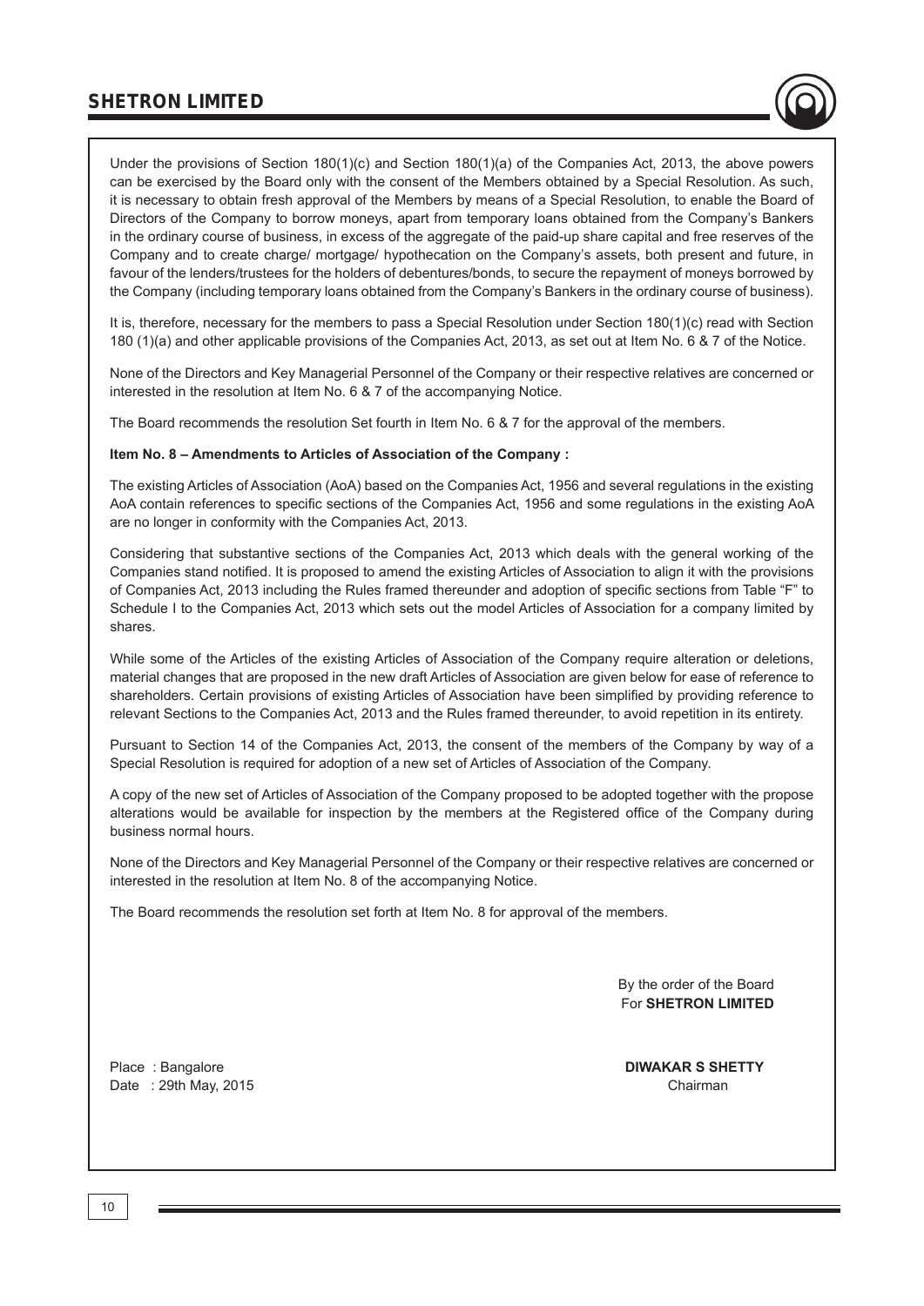Under the provisions of Section 180(1)(c) and Section 180(1)(a) of the Companies Act, 2013, the above powers can be exercised by the Board only with the consent of the Members obtained by a Special Resolution. As such, it is necessary to obtain fresh approval of the Members by means of a Special Resolution, to enable the Board of Directors of the Company to borrow moneys, apart from temporary loans obtained from the Company's Bankers in the ordinary course of business, in excess of the aggregate of the paid-up share capital and free reserves of the Company and to create charge/ mortgage/ hypothecation on the Company's assets, both present and future, in favour of the lenders/trustees for the holders of debentures/bonds, to secure the repayment of moneys borrowed by the Company (including temporary loans obtained from the Company's Bankers in the ordinary course of business).

It is, therefore, necessary for the members to pass a Special Resolution under Section 180(1)(c) read with Section 180 (1)(a) and other applicable provisions of the Companies Act, 2013, as set out at Item No. 6 & 7 of the Notice.

None of the Directors and Key Managerial Personnel of the Company or their respective relatives are concerned or interested in the resolution at Item No. 6 & 7 of the accompanying Notice.

The Board recommends the resolution Set fourth in Item No. 6 & 7 for the approval of the members.

**Item No. 8 – Amendments to Articles of Association of the Company :**

The existing Articles of Association (AoA) based on the Companies Act, 1956 and several regulations in the existing AoA contain references to specific sections of the Companies Act, 1956 and some regulations in the existing AoA are no longer in conformity with the Companies Act, 2013.

Considering that substantive sections of the Companies Act, 2013 which deals with the general working of the Companies stand notified. It is proposed to amend the existing Articles of Association to align it with the provisions of Companies Act, 2013 including the Rules framed thereunder and adoption of specific sections from Table "F" to Schedule I to the Companies Act, 2013 which sets out the model Articles of Association for a company limited by shares.

While some of the Articles of the existing Articles of Association of the Company require alteration or deletions, material changes that are proposed in the new draft Articles of Association are given below for ease of reference to shareholders. Certain provisions of existing Articles of Association have been simplified by providing reference to relevant Sections to the Companies Act, 2013 and the Rules framed thereunder, to avoid repetition in its entirety.

Pursuant to Section 14 of the Companies Act, 2013, the consent of the members of the Company by way of a Special Resolution is required for adoption of a new set of Articles of Association of the Company.

A copy of the new set of Articles of Association of the Company proposed to be adopted together with the propose alterations would be available for inspection by the members at the Registered office of the Company during business normal hours.

None of the Directors and Key Managerial Personnel of the Company or their respective relatives are concerned or interested in the resolution at Item No. 8 of the accompanying Notice.

The Board recommends the resolution set forth at Item No. 8 for approval of the members.

By the order of the Board
For **SHETRON LIMITED**

Place : Bangalore
Date : 29th May, 2015

**DIWAKAR S SHETTY**
Chairman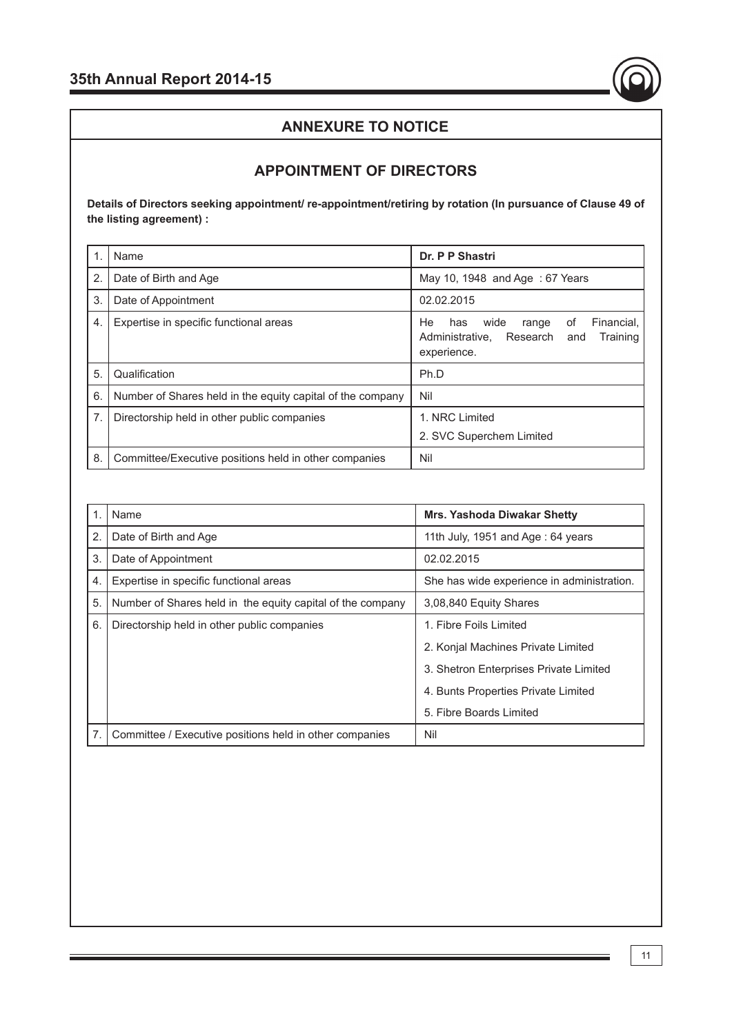## ANNEXURE TO NOTICE

## APPOINTMENT OF DIRECTORS

**Details of Directors seeking appointment/ re-appointment/retiring by rotation (In pursuance of Clause 49 of the listing agreement) :**

| | | |
|---|---|---|
| 1. | Name | **Dr. P P Shastri** |
| 2. | Date of Birth and Age | May 10, 1948 and Age : 67 Years |
| 3. | Date of Appointment | 02.02.2015 |
| 4. | Expertise in specific functional areas | He has wide range of Financial, Administrative, Research and Training experience. |
| 5. | Qualification | Ph.D |
| 6. | Number of Shares held in the equity capital of the company | Nil |
| 7. | Directorship held in other public companies | 1. NRC Limited<br>2. SVC Superchem Limited |
| 8. | Committee/Executive positions held in other companies | Nil |

| | | |
|---|---|---|
| 1. | Name | **Mrs. Yashoda Diwakar Shetty** |
| 2. | Date of Birth and Age | 11th July, 1951 and Age : 64 years |
| 3. | Date of Appointment | 02.02.2015 |
| 4. | Expertise in specific functional areas | She has wide experience in administration. |
| 5. | Number of Shares held in the equity capital of the company | 3,08,840 Equity Shares |
| 6. | Directorship held in other public companies | 1. Fibre Foils Limited<br>2. Konjal Machines Private Limited<br>3. Shetron Enterprises Private Limited<br>4. Bunts Properties Private Limited<br>5. Fibre Boards Limited |
| 7. | Committee / Executive positions held in other companies | Nil |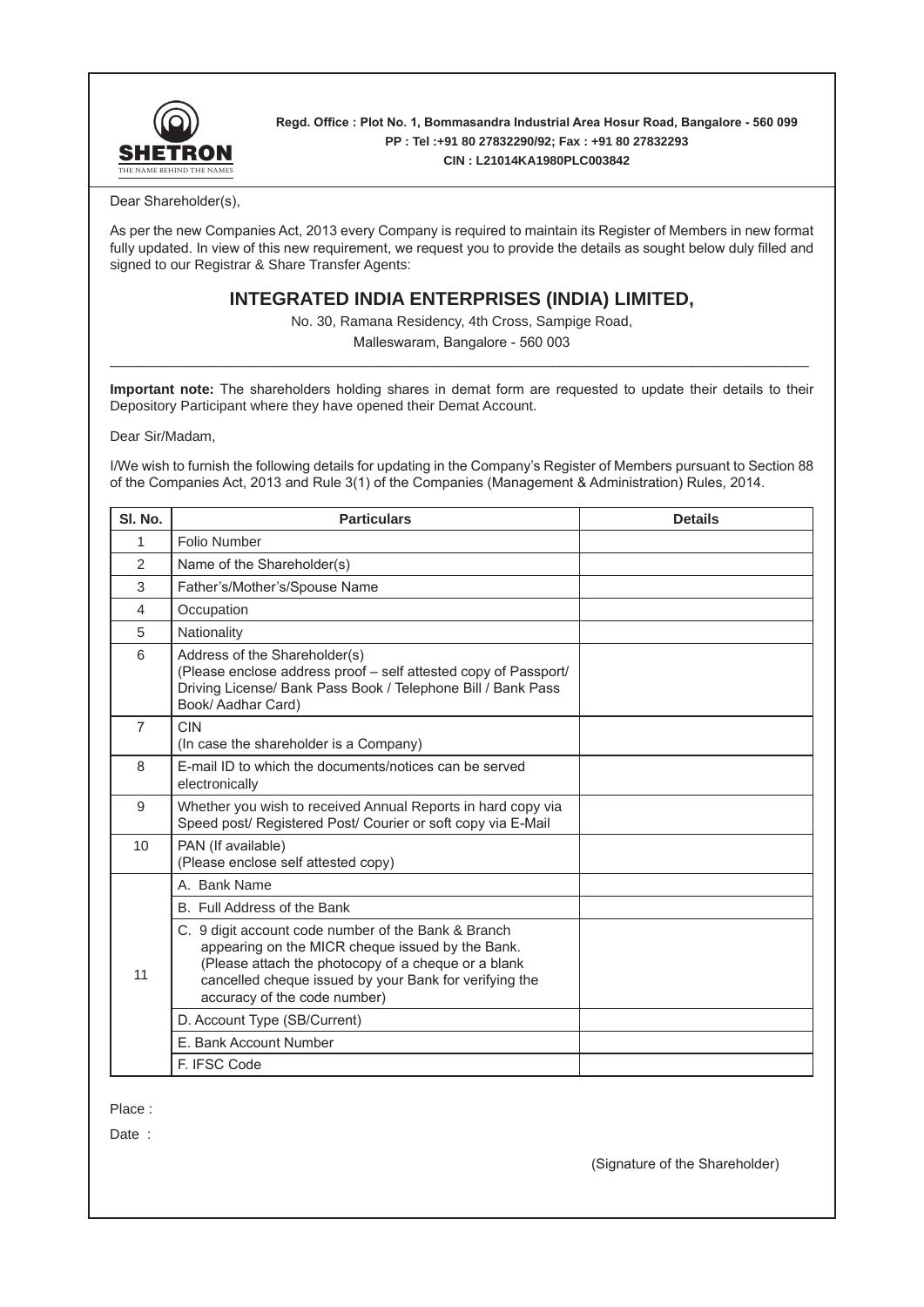SHETRON
THE NAME BEHIND THE NAMES

**Regd. Office : Plot No. 1, Bommasandra Industrial Area Hosur Road, Bangalore - 560 099**
**PP : Tel :+91 80 27832290/92; Fax : +91 80 27832293**
**CIN : L21014KA1980PLC003842**

Dear Shareholder(s),

As per the new Companies Act, 2013 every Company is required to maintain its Register of Members in new format fully updated. In view of this new requirement, we request you to provide the details as sought below duly filled and signed to our Registrar & Share Transfer Agents:

## INTEGRATED INDIA ENTERPRISES (INDIA) LIMITED,

No. 30, Ramana Residency, 4th Cross, Sampige Road,
Malleswaram, Bangalore - 560 003

**Important note:** The shareholders holding shares in demat form are requested to update their details to their Depository Participant where they have opened their Demat Account.

Dear Sir/Madam,

I/We wish to furnish the following details for updating in the Company's Register of Members pursuant to Section 88 of the Companies Act, 2013 and Rule 3(1) of the Companies (Management & Administration) Rules, 2014.

| Sl. No. | Particulars | Details |
|---|---|---|
| 1 | Folio Number | |
| 2 | Name of the Shareholder(s) | |
| 3 | Father's/Mother's/Spouse Name | |
| 4 | Occupation | |
| 5 | Nationality | |
| 6 | Address of the Shareholder(s) (Please enclose address proof – self attested copy of Passport/ Driving License/ Bank Pass Book / Telephone Bill / Bank Pass Book/ Aadhar Card) | |
| 7 | CIN (In case the shareholder is a Company) | |
| 8 | E-mail ID to which the documents/notices can be served electronically | |
| 9 | Whether you wish to received Annual Reports in hard copy via Speed post/ Registered Post/ Courier or soft copy via E-Mail | |
| 10 | PAN (If available) (Please enclose self attested copy) | |
| 11 | A. Bank Name | |
| | B. Full Address of the Bank | |
| | C. 9 digit account code number of the Bank & Branch appearing on the MICR cheque issued by the Bank. (Please attach the photocopy of a cheque or a blank cancelled cheque issued by your Bank for verifying the accuracy of the code number) | |
| | D. Account Type (SB/Current) | |
| | E. Bank Account Number | |
| | F. IFSC Code | |

Place :

Date :

(Signature of the Shareholder)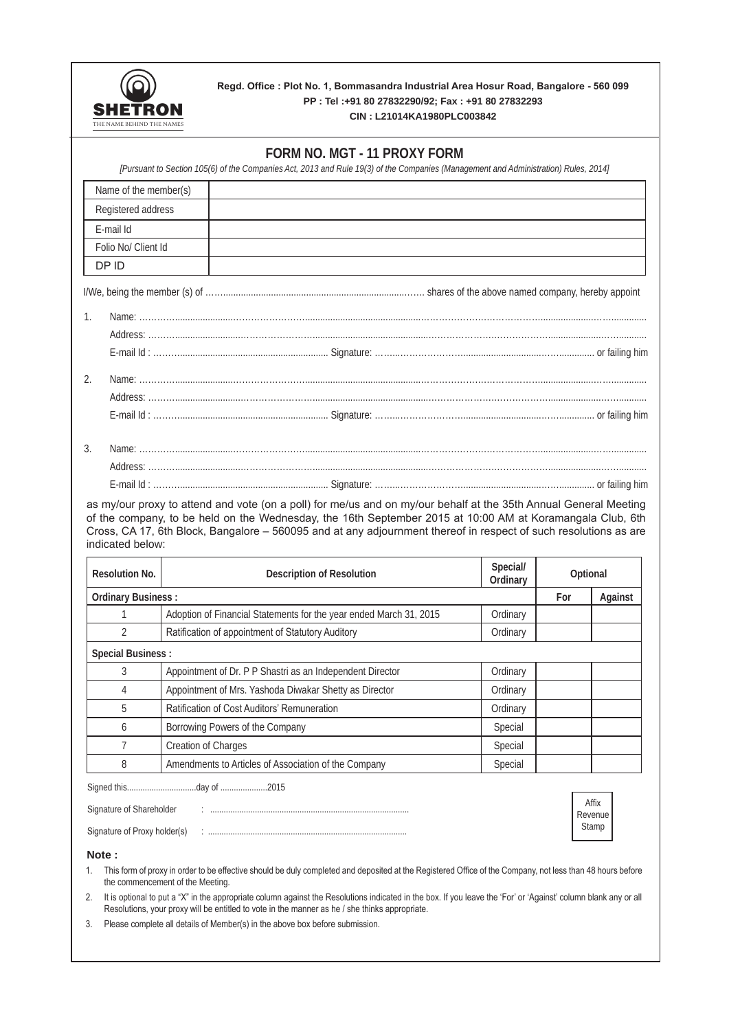**SHETRON**
THE NAME BEHIND THE NAMES

**Regd. Office : Plot No. 1, Bommasandra Industrial Area Hosur Road, Bangalore - 560 099**
**PP : Tel :+91 80 27832290/92; Fax : +91 80 27832293**
**CIN : L21014KA1980PLC003842**

# FORM NO. MGT - 11 PROXY FORM

*[Pursuant to Section 105(6) of the Companies Act, 2013 and Rule 19(3) of the Companies (Management and Administration) Rules, 2014]*

| Name of the member(s) | |
|---|---|
| Registered address | |
| E-mail Id | |
| Folio No/ Client Id | |
| DP ID | |

I/We, being the member (s) of ………………………………………………………………… shares of the above named company, hereby appoint

1. Name: ……………………………………………………………………………………………………………
   Address: ……………………………………………………………………………………………………………
   E-mail Id : …………………………………………… Signature: ……………………………………………… or failing him

2. Name: ……………………………………………………………………………………………………………
   Address: ……………………………………………………………………………………………………………
   E-mail Id : …………………………………………… Signature: ……………………………………………… or failing him

3. Name: ……………………………………………………………………………………………………………
   Address: ……………………………………………………………………………………………………………
   E-mail Id : …………………………………………… Signature: ……………………………………………… or failing him

as my/our proxy to attend and vote (on a poll) for me/us and on my/our behalf at the 35th Annual General Meeting of the company, to be held on the Wednesday, the 16th September 2015 at 10:00 AM at Koramangala Club, 6th Cross, CA 17, 6th Block, Bangalore – 560095 and at any adjournment thereof in respect of such resolutions as are indicated below:

| Resolution No. | Description of Resolution | Special/ Ordinary | Optional | |
|---|---|---|---|---|
| **Ordinary Business :** | | | For | Against |
| 1 | Adoption of Financial Statements for the year ended March 31, 2015 | Ordinary | | |
| 2 | Ratification of appointment of Statutory Auditory | Ordinary | | |
| **Special Business :** | | | | |
| 3 | Appointment of Dr. P P Shastri as an Independent Director | Ordinary | | |
| 4 | Appointment of Mrs. Yashoda Diwakar Shetty as Director | Ordinary | | |
| 5 | Ratification of Cost Auditors' Remuneration | Ordinary | | |
| 6 | Borrowing Powers of the Company | Special | | |
| 7 | Creation of Charges | Special | | |
| 8 | Amendments to Articles of Association of the Company | Special | | |

Signed this…………………………day of ………………..2015

Signature of Shareholder : ………………………………………………………………

Signature of Proxy holder(s) : ………………………………………………………………

Affix Revenue Stamp

**Note :**

1. This form of proxy in order to be effective should be duly completed and deposited at the Registered Office of the Company, not less than 48 hours before the commencement of the Meeting.
2. It is optional to put a "X" in the appropriate column against the Resolutions indicated in the box. If you leave the 'For' or 'Against' column blank any or all Resolutions, your proxy will be entitled to vote in the manner as he / she thinks appropriate.
3. Please complete all details of Member(s) in the above box before submission.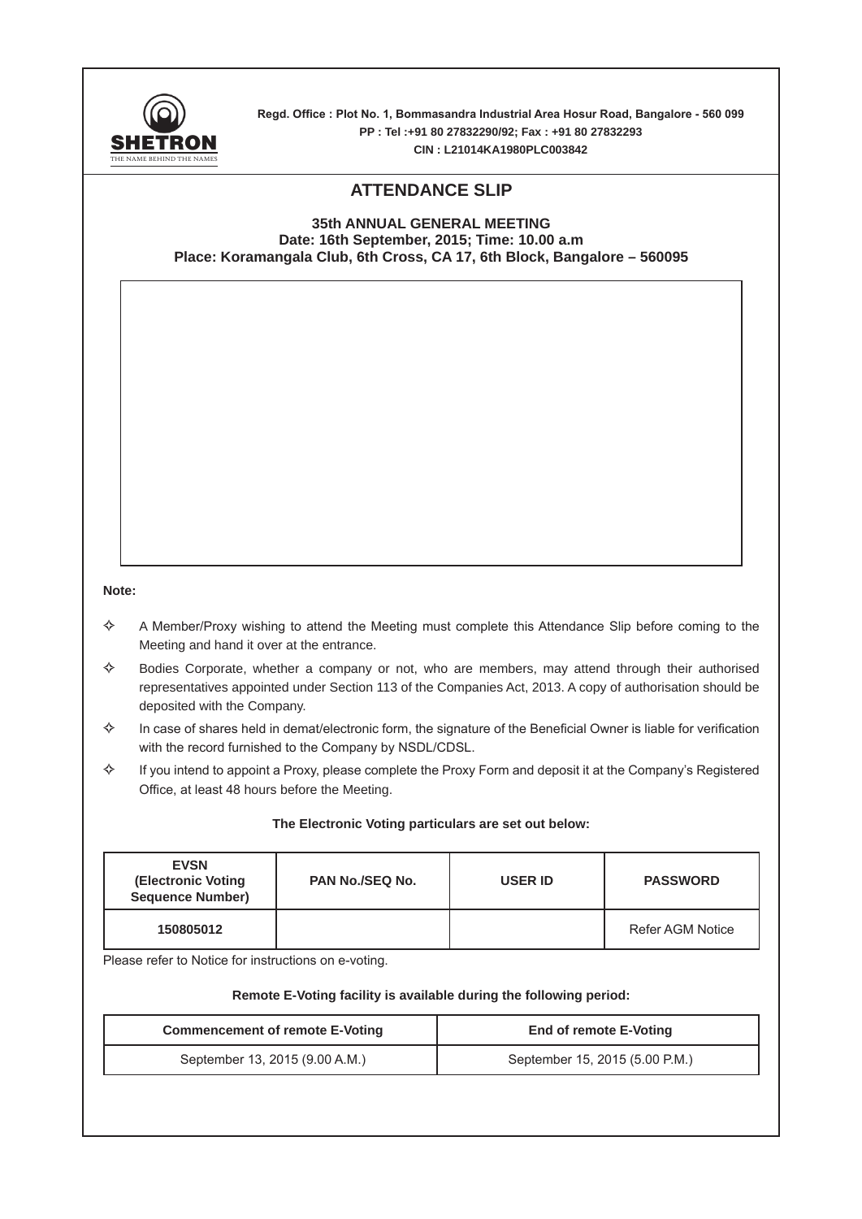**SHETRON**
THE NAME BEHIND THE NAMES

**Regd. Office : Plot No. 1, Bommasandra Industrial Area Hosur Road, Bangalore - 560 099**
**PP : Tel :+91 80 27832290/92; Fax : +91 80 27832293**
**CIN : L21014KA1980PLC003842**

# ATTENDANCE SLIP

**35th ANNUAL GENERAL MEETING**
**Date: 16th September, 2015; Time: 10.00 a.m**
**Place: Koramangala Club, 6th Cross, CA 17, 6th Block, Bangalore – 560095**

**Note:**

- A Member/Proxy wishing to attend the Meeting must complete this Attendance Slip before coming to the Meeting and hand it over at the entrance.
- Bodies Corporate, whether a company or not, who are members, may attend through their authorised representatives appointed under Section 113 of the Companies Act, 2013. A copy of authorisation should be deposited with the Company.
- In case of shares held in demat/electronic form, the signature of the Beneficial Owner is liable for verification with the record furnished to the Company by NSDL/CDSL.
- If you intend to appoint a Proxy, please complete the Proxy Form and deposit it at the Company's Registered Office, at least 48 hours before the Meeting.

**The Electronic Voting particulars are set out below:**

| EVSN (Electronic Voting Sequence Number) | PAN No./SEQ No. | USER ID | PASSWORD |
|---|---|---|---|
| 150805012 | | | Refer AGM Notice |

Please refer to Notice for instructions on e-voting.

**Remote E-Voting facility is available during the following period:**

| Commencement of remote E-Voting | End of remote E-Voting |
|---|---|
| September 13, 2015 (9.00 A.M.) | September 15, 2015 (5.00 P.M.) |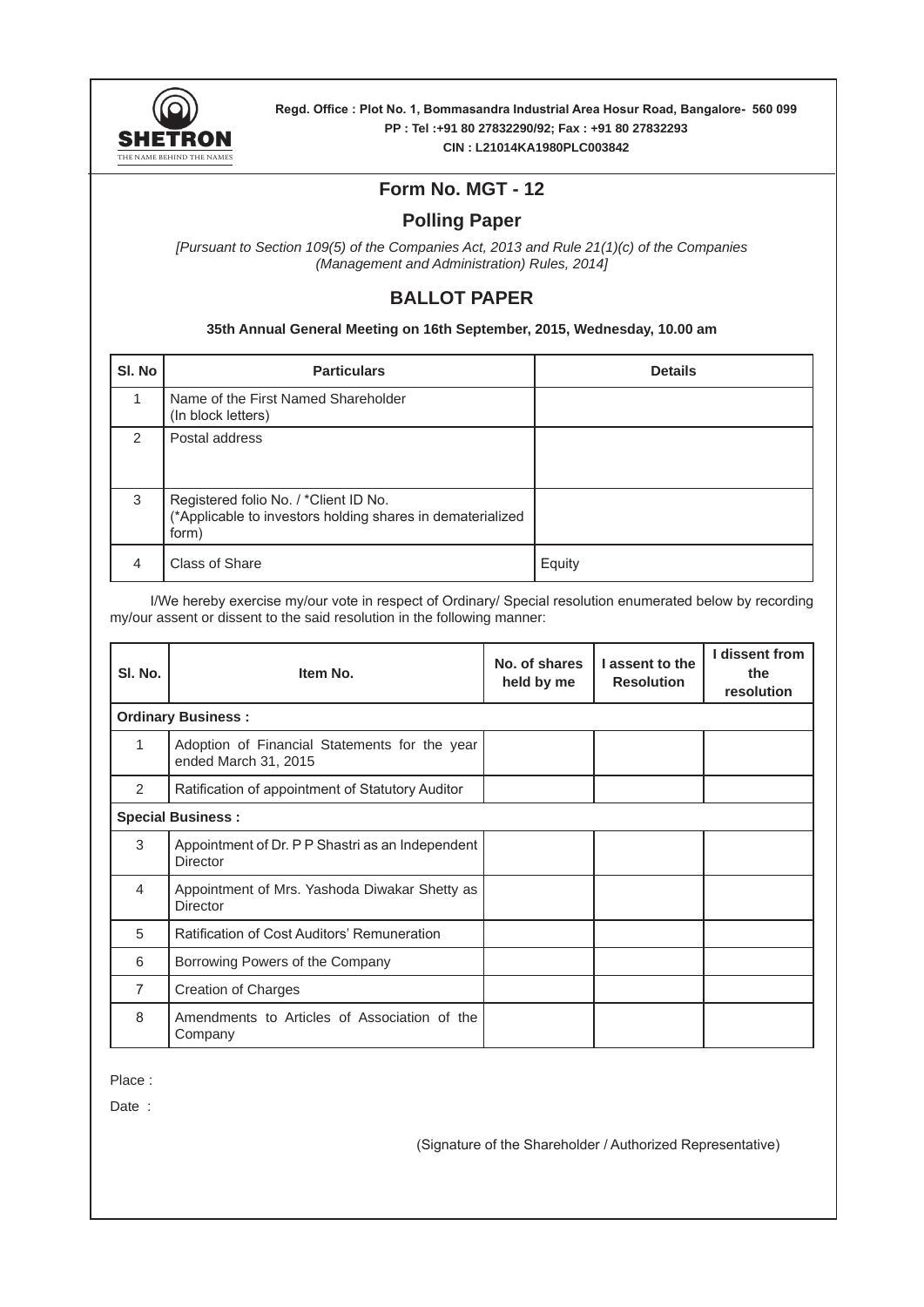**SHETRON**
THE NAME BEHIND THE NAMES

**Regd. Office : Plot No. 1, Bommasandra Industrial Area Hosur Road, Bangalore- 560 099**
**PP : Tel :+91 80 27832290/92; Fax : +91 80 27832293**
**CIN : L21014KA1980PLC003842**

## Form No. MGT - 12

## Polling Paper

*[Pursuant to Section 109(5) of the Companies Act, 2013 and Rule 21(1)(c) of the Companies (Management and Administration) Rules, 2014]*

## BALLOT PAPER

**35th Annual General Meeting on 16th September, 2015, Wednesday, 10.00 am**

| Sl. No | Particulars | Details |
|---|---|---|
| 1 | Name of the First Named Shareholder (In block letters) | |
| 2 | Postal address | |
| 3 | Registered folio No. / *Client ID No. (*Applicable to investors holding shares in dematerialized form) | |
| 4 | Class of Share | Equity |

I/We hereby exercise my/our vote in respect of Ordinary/ Special resolution enumerated below by recording my/our assent or dissent to the said resolution in the following manner:

| Sl. No. | Item No. | No. of shares held by me | I assent to the Resolution | I dissent from the resolution |
|---|---|---|---|---|
| **Ordinary Business :** | | | | |
| 1 | Adoption of Financial Statements for the year ended March 31, 2015 | | | |
| 2 | Ratification of appointment of Statutory Auditor | | | |
| **Special Business :** | | | | |
| 3 | Appointment of Dr. P P Shastri as an Independent Director | | | |
| 4 | Appointment of Mrs. Yashoda Diwakar Shetty as Director | | | |
| 5 | Ratification of Cost Auditors' Remuneration | | | |
| 6 | Borrowing Powers of the Company | | | |
| 7 | Creation of Charges | | | |
| 8 | Amendments to Articles of Association of the Company | | | |

Place :

Date :

(Signature of the Shareholder / Authorized Representative)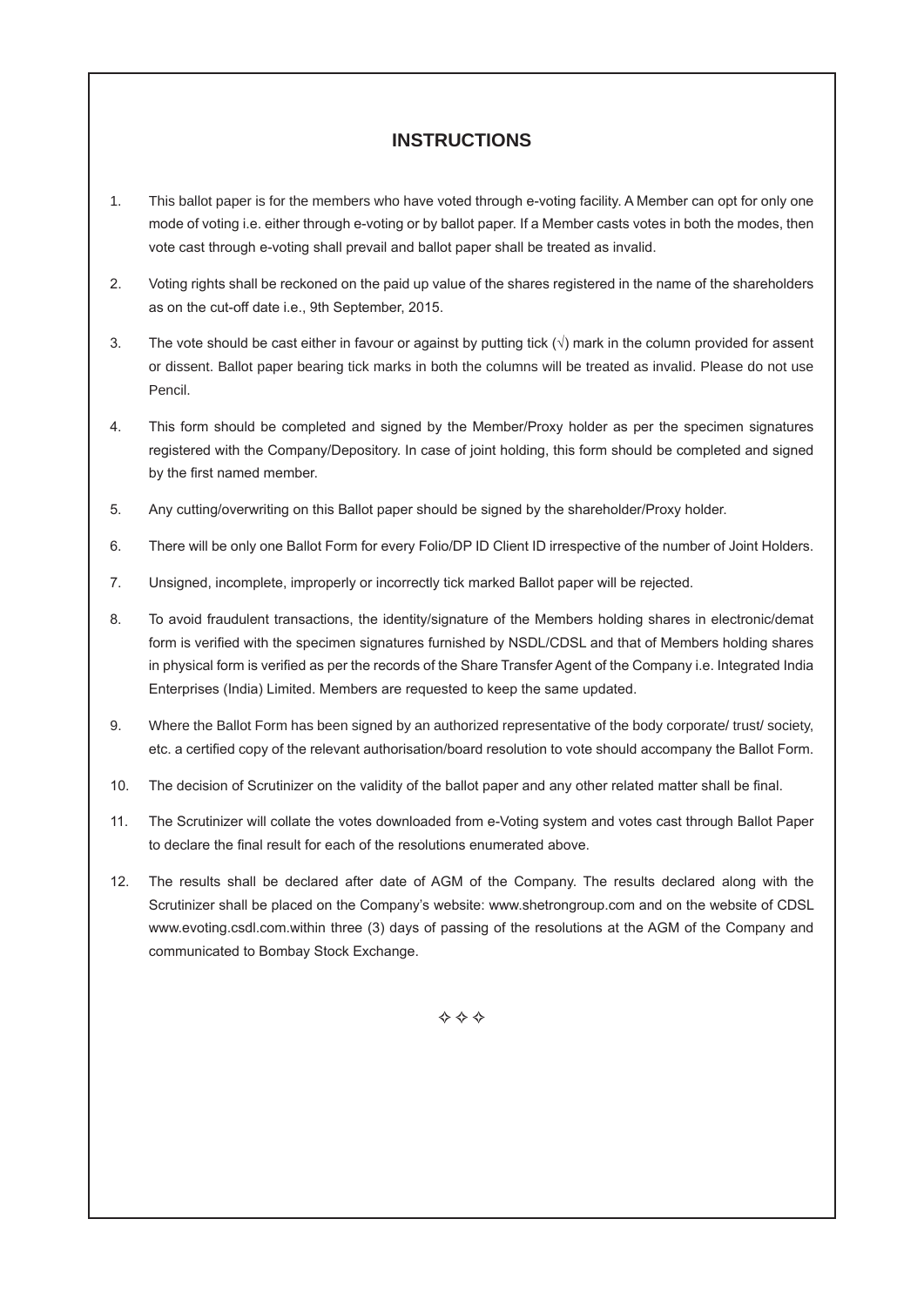## INSTRUCTIONS

1. This ballot paper is for the members who have voted through e-voting facility. A Member can opt for only one mode of voting i.e. either through e-voting or by ballot paper. If a Member casts votes in both the modes, then vote cast through e-voting shall prevail and ballot paper shall be treated as invalid.
2. Voting rights shall be reckoned on the paid up value of the shares registered in the name of the shareholders as on the cut-off date i.e., 9th September, 2015.
3. The vote should be cast either in favour or against by putting tick (√) mark in the column provided for assent or dissent. Ballot paper bearing tick marks in both the columns will be treated as invalid. Please do not use Pencil.
4. This form should be completed and signed by the Member/Proxy holder as per the specimen signatures registered with the Company/Depository. In case of joint holding, this form should be completed and signed by the first named member.
5. Any cutting/overwriting on this Ballot paper should be signed by the shareholder/Proxy holder.
6. There will be only one Ballot Form for every Folio/DP ID Client ID irrespective of the number of Joint Holders.
7. Unsigned, incomplete, improperly or incorrectly tick marked Ballot paper will be rejected.
8. To avoid fraudulent transactions, the identity/signature of the Members holding shares in electronic/demat form is verified with the specimen signatures furnished by NSDL/CDSL and that of Members holding shares in physical form is verified as per the records of the Share Transfer Agent of the Company i.e. Integrated India Enterprises (India) Limited. Members are requested to keep the same updated.
9. Where the Ballot Form has been signed by an authorized representative of the body corporate/ trust/ society, etc. a certified copy of the relevant authorisation/board resolution to vote should accompany the Ballot Form.
10. The decision of Scrutinizer on the validity of the ballot paper and any other related matter shall be final.
11. The Scrutinizer will collate the votes downloaded from e-Voting system and votes cast through Ballot Paper to declare the final result for each of the resolutions enumerated above.
12. The results shall be declared after date of AGM of the Company. The results declared along with the Scrutinizer shall be placed on the Company's website: www.shetrongroup.com and on the website of CDSL www.evoting.csdl.com.within three (3) days of passing of the resolutions at the AGM of the Company and communicated to Bombay Stock Exchange.

✧ ✧ ✧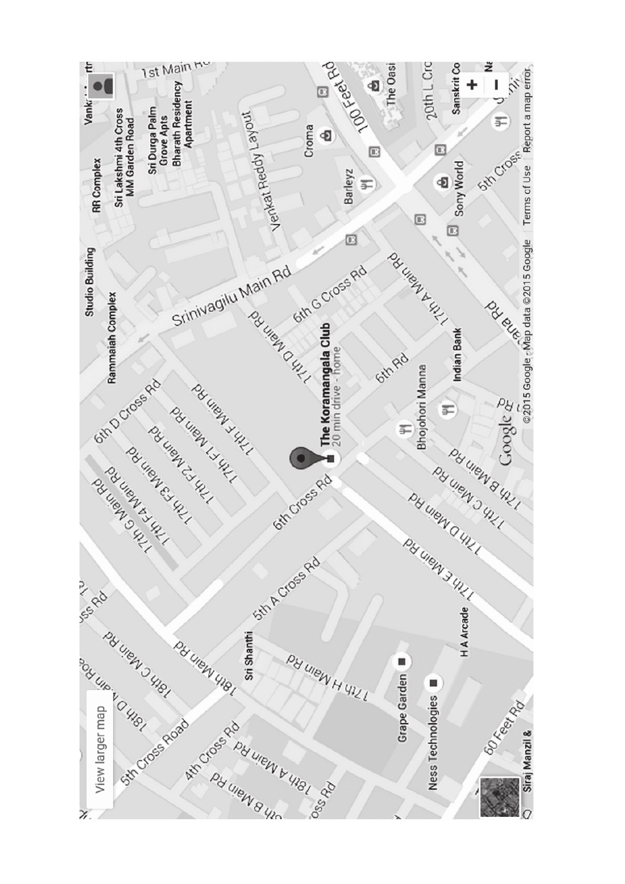**The Koramangala Club**
20 min drive - home

View larger map

©2015 Google · Map data ©2015 Google   Terms of Use   Report a map error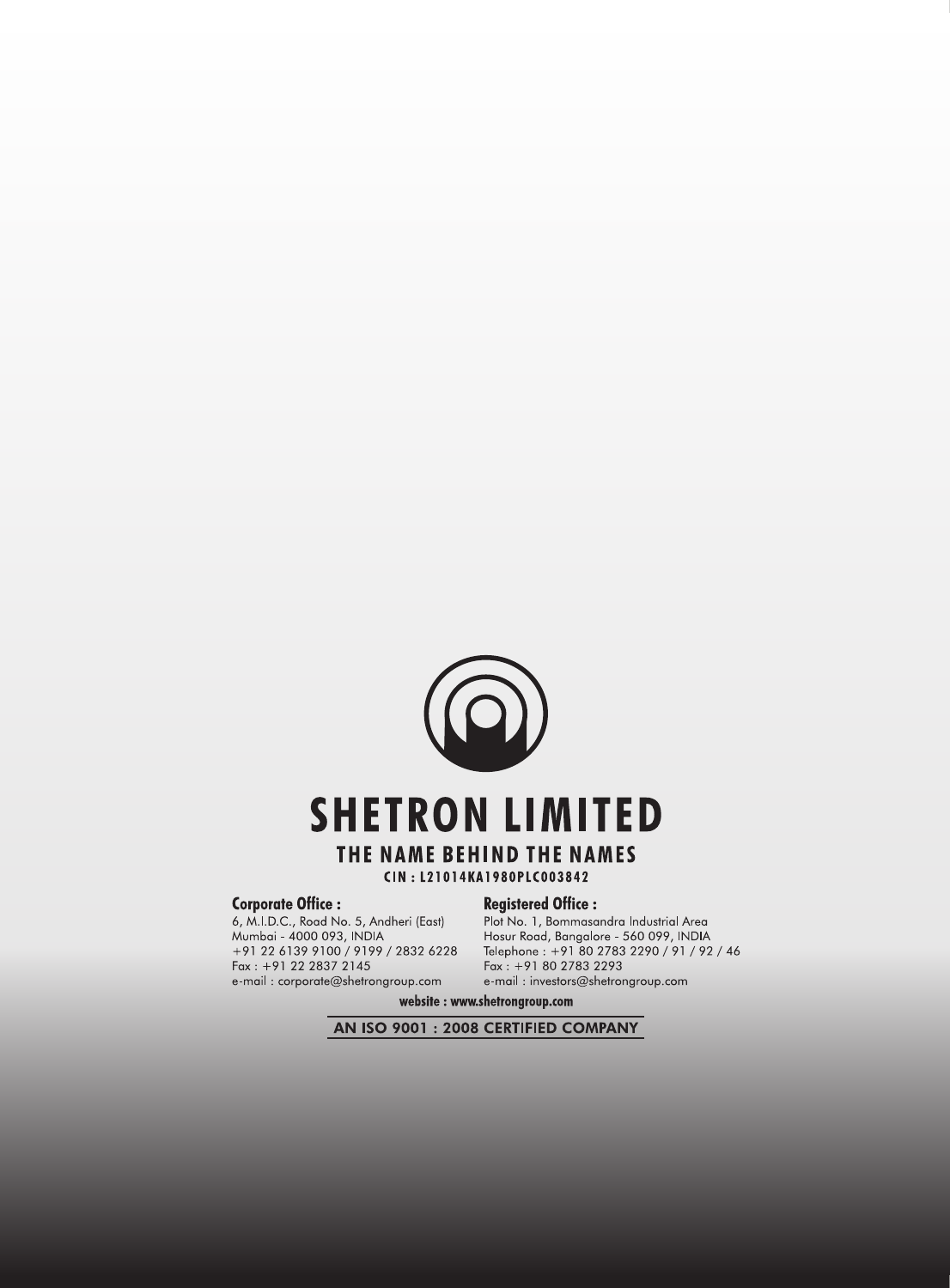# SHETRON LIMITED

## THE NAME BEHIND THE NAMES

**CIN : L21014KA1980PLC003842**

**Corporate Office :**
6, M.I.D.C., Road No. 5, Andheri (East)
Mumbai - 4000 093, INDIA
+91 22 6139 9100 / 9199 / 2832 6228
Fax : +91 22 2837 2145
e-mail : corporate@shetrongroup.com

**Registered Office :**
Plot No. 1, Bommasandra Industrial Area
Hosur Road, Bangalore - 560 099, INDIA
Telephone : +91 80 2783 2290 / 91 / 92 / 46
Fax : +91 80 2783 2293
e-mail : investors@shetrongroup.com

**website : www.shetrongroup.com**

AN ISO 9001 : 2008 CERTIFIED COMPANY